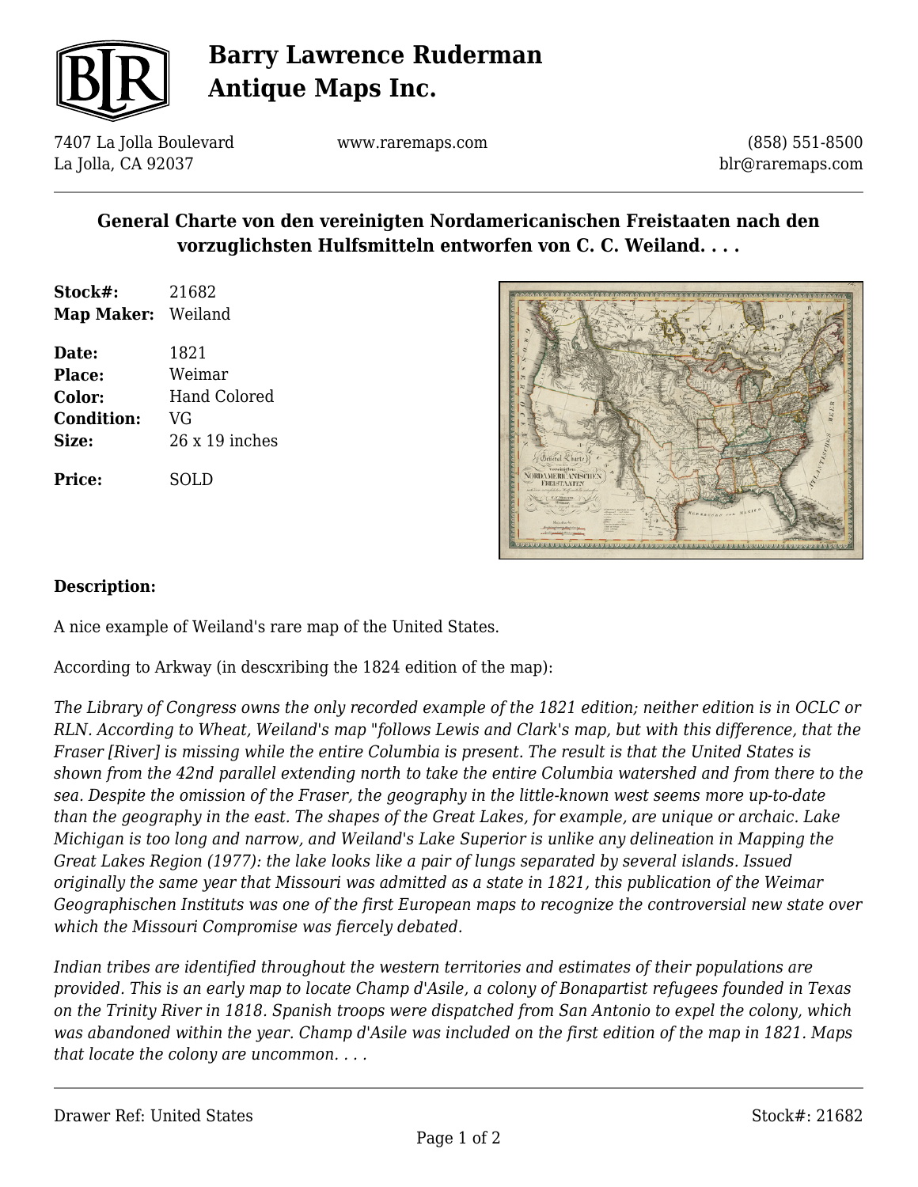# Barry Lawrence Ruderman Antique Maps Inc.

7407 La Jolla Boulevard
La Jolla, CA 92037

www.raremaps.com

(858) 551-8500
blr@raremaps.com

## General Charte von den vereinigten Nordamericanischen Freistaaten nach den vorzuglichsten Hulfsmitteln entworfen von C. C. Weiland. . . .

**Stock#:** 21682
**Map Maker:** Weiland

**Date:** 1821
**Place:** Weimar
**Color:** Hand Colored
**Condition:** VG
**Size:** 26 x 19 inches

**Price:** SOLD

### Description:

A nice example of Weiland's rare map of the United States.

According to Arkway (in descxribing the 1824 edition of the map):

*The Library of Congress owns the only recorded example of the 1821 edition; neither edition is in OCLC or RLN. According to Wheat, Weiland's map "follows Lewis and Clark's map, but with this difference, that the Fraser [River] is missing while the entire Columbia is present. The result is that the United States is shown from the 42nd parallel extending north to take the entire Columbia watershed and from there to the sea. Despite the omission of the Fraser, the geography in the little-known west seems more up-to-date than the geography in the east. The shapes of the Great Lakes, for example, are unique or archaic. Lake Michigan is too long and narrow, and Weiland's Lake Superior is unlike any delineation in Mapping the Great Lakes Region (1977): the lake looks like a pair of lungs separated by several islands. Issued originally the same year that Missouri was admitted as a state in 1821, this publication of the Weimar Geographischen Instituts was one of the first European maps to recognize the controversial new state over which the Missouri Compromise was fiercely debated.*

*Indian tribes are identified throughout the western territories and estimates of their populations are provided. This is an early map to locate Champ d'Asile, a colony of Bonapartist refugees founded in Texas on the Trinity River in 1818. Spanish troops were dispatched from San Antonio to expel the colony, which was abandoned within the year. Champ d'Asile was included on the first edition of the map in 1821. Maps that locate the colony are uncommon. . . .*

Drawer Ref: United States

Stock#: 21682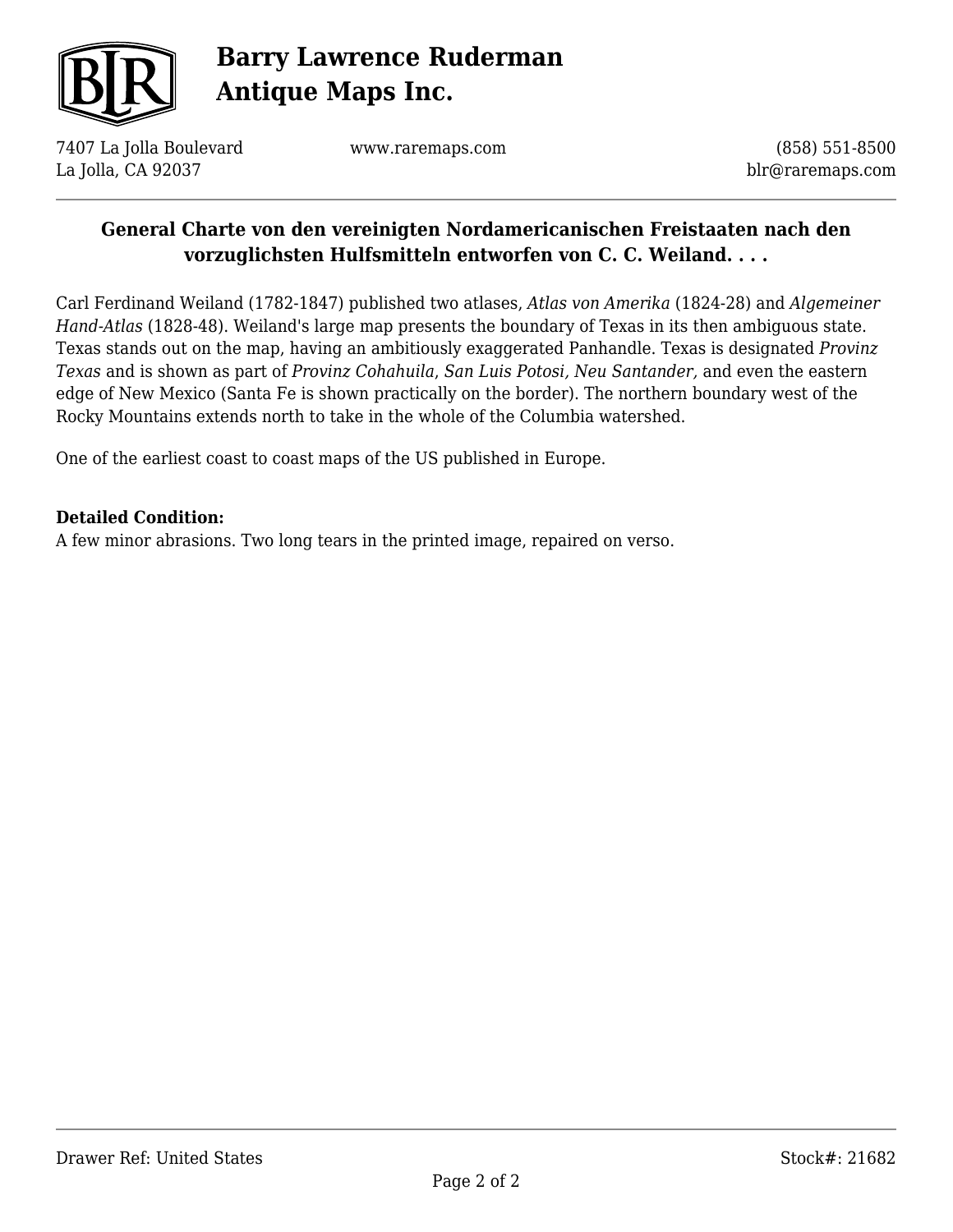**General Charte von den vereinigten Nordamericanischen Freistaaten nach den vorzuglichsten Hulfsmitteln entworfen von C. C. Weiland. . . .**

Carl Ferdinand Weiland (1782-1847) published two atlases, *Atlas von Amerika* (1824-28) and *Algemeiner Hand-Atlas* (1828-48). Weiland's large map presents the boundary of Texas in its then ambiguous state. Texas stands out on the map, having an ambitiously exaggerated Panhandle. Texas is designated *Provinz Texas* and is shown as part of *Provinz Cohahuila*, *San Luis Potosi, Neu Santander,* and even the eastern edge of New Mexico (Santa Fe is shown practically on the border). The northern boundary west of the Rocky Mountains extends north to take in the whole of the Columbia watershed.

One of the earliest coast to coast maps of the US published in Europe.

**Detailed Condition:**
A few minor abrasions. Two long tears in the printed image, repaired on verso.

Drawer Ref: United States

Stock#: 21682